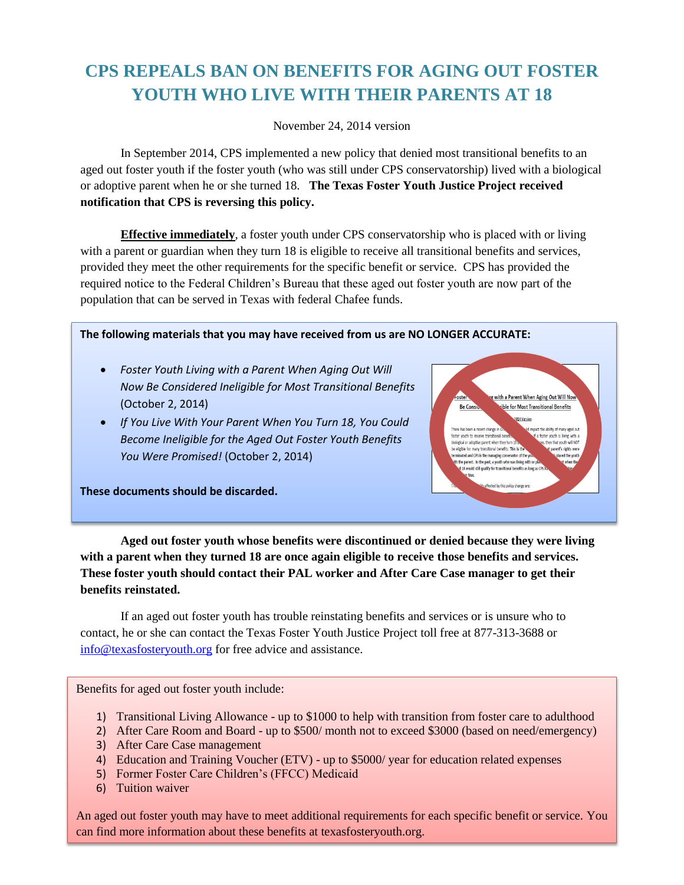# CPS REPEALS BAN ON BENEFITS FOR AGING OUT FOSTER YOUTH WHO LIVE WITH THEIR PARENTS AT 18

November 24, 2014 version

In September 2014, CPS implemented a new policy that denied most transitional benefits to an aged out foster youth if the foster youth (who was still under CPS conservatorship) lived with a biological or adoptive parent when he or she turned 18. **The Texas Foster Youth Justice Project received notification that CPS is reversing this policy.**

**Effective immediately**, a foster youth under CPS conservatorship who is placed with or living with a parent or guardian when they turn 18 is eligible to receive all transitional benefits and services, provided they meet the other requirements for the specific benefit or service. CPS has provided the required notice to the Federal Children's Bureau that these aged out foster youth are now part of the population that can be served in Texas with federal Chafee funds.

**The following materials that you may have received from us are NO LONGER ACCURATE:**

- *Foster Youth Living with a Parent When Aging Out Will Now Be Considered Ineligible for Most Transitional Benefits* (October 2, 2014)
- *If You Live With Your Parent When You Turn 18, You Could Become Ineligible for the Aged Out Foster Youth Benefits You Were Promised!* (October 2, 2014)

**These documents should be discarded.**

**Aged out foster youth whose benefits were discontinued or denied because they were living with a parent when they turned 18 are once again eligible to receive those benefits and services. These foster youth should contact their PAL worker and After Care Case manager to get their benefits reinstated.**

If an aged out foster youth has trouble reinstating benefits and services or is unsure who to contact, he or she can contact the Texas Foster Youth Justice Project toll free at 877-313-3688 or info@texasfosteryouth.org for free advice and assistance.

Benefits for aged out foster youth include:

1) Transitional Living Allowance - up to $1000 to help with transition from foster care to adulthood
2) After Care Room and Board - up to $500/ month not to exceed $3000 (based on need/emergency)
3) After Care Case management
4) Education and Training Voucher (ETV) - up to $5000/ year for education related expenses
5) Former Foster Care Children's (FFCC) Medicaid
6) Tuition waiver

An aged out foster youth may have to meet additional requirements for each specific benefit or service. You can find more information about these benefits at texasfosteryouth.org.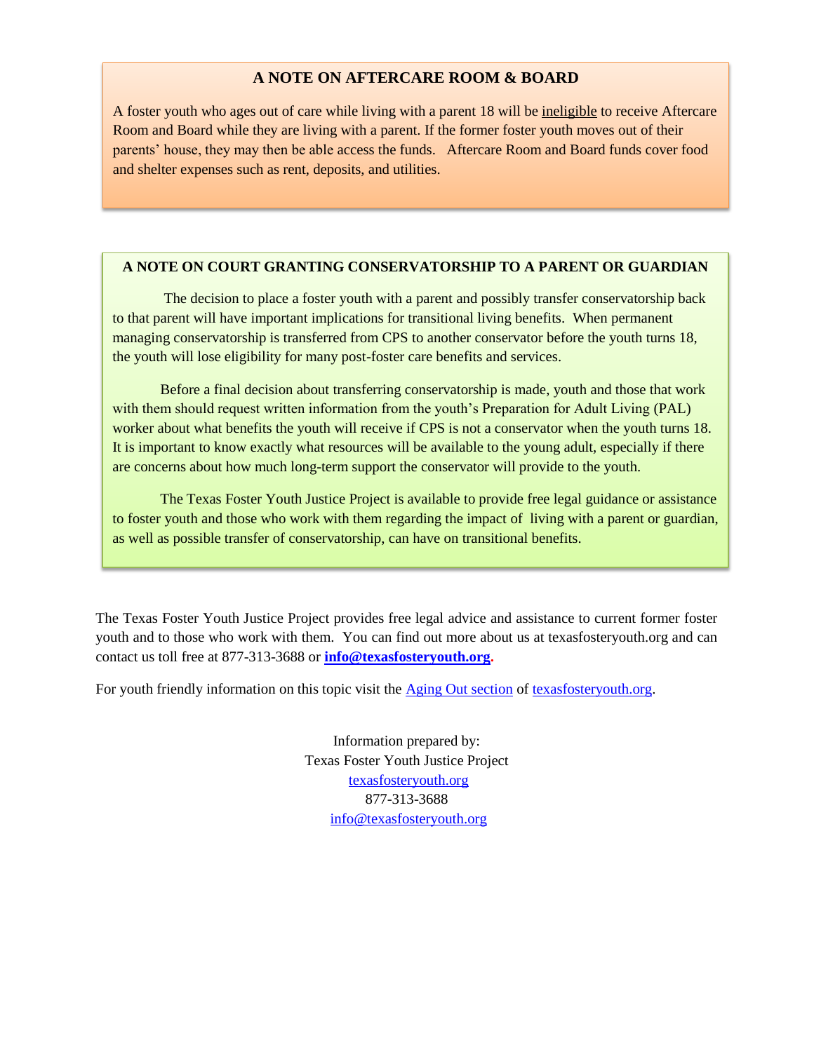## A NOTE ON AFTERCARE ROOM & BOARD

A foster youth who ages out of care while living with a parent 18 will be ineligible to receive Aftercare Room and Board while they are living with a parent. If the former foster youth moves out of their parents' house, they may then be able access the funds. Aftercare Room and Board funds cover food and shelter expenses such as rent, deposits, and utilities.

## A NOTE ON COURT GRANTING CONSERVATORSHIP TO A PARENT OR GUARDIAN

The decision to place a foster youth with a parent and possibly transfer conservatorship back to that parent will have important implications for transitional living benefits. When permanent managing conservatorship is transferred from CPS to another conservator before the youth turns 18, the youth will lose eligibility for many post-foster care benefits and services.

Before a final decision about transferring conservatorship is made, youth and those that work with them should request written information from the youth's Preparation for Adult Living (PAL) worker about what benefits the youth will receive if CPS is not a conservator when the youth turns 18. It is important to know exactly what resources will be available to the young adult, especially if there are concerns about how much long-term support the conservator will provide to the youth.

The Texas Foster Youth Justice Project is available to provide free legal guidance or assistance to foster youth and those who work with them regarding the impact of living with a parent or guardian, as well as possible transfer of conservatorship, can have on transitional benefits.

The Texas Foster Youth Justice Project provides free legal advice and assistance to current former foster youth and to those who work with them. You can find out more about us at texasfosteryouth.org and can contact us toll free at 877-313-3688 or **info@texasfosteryouth.org**.

For youth friendly information on this topic visit the Aging Out section of texasfosteryouth.org.

Information prepared by:
Texas Foster Youth Justice Project
texasfosteryouth.org
877-313-3688
info@texasfosteryouth.org